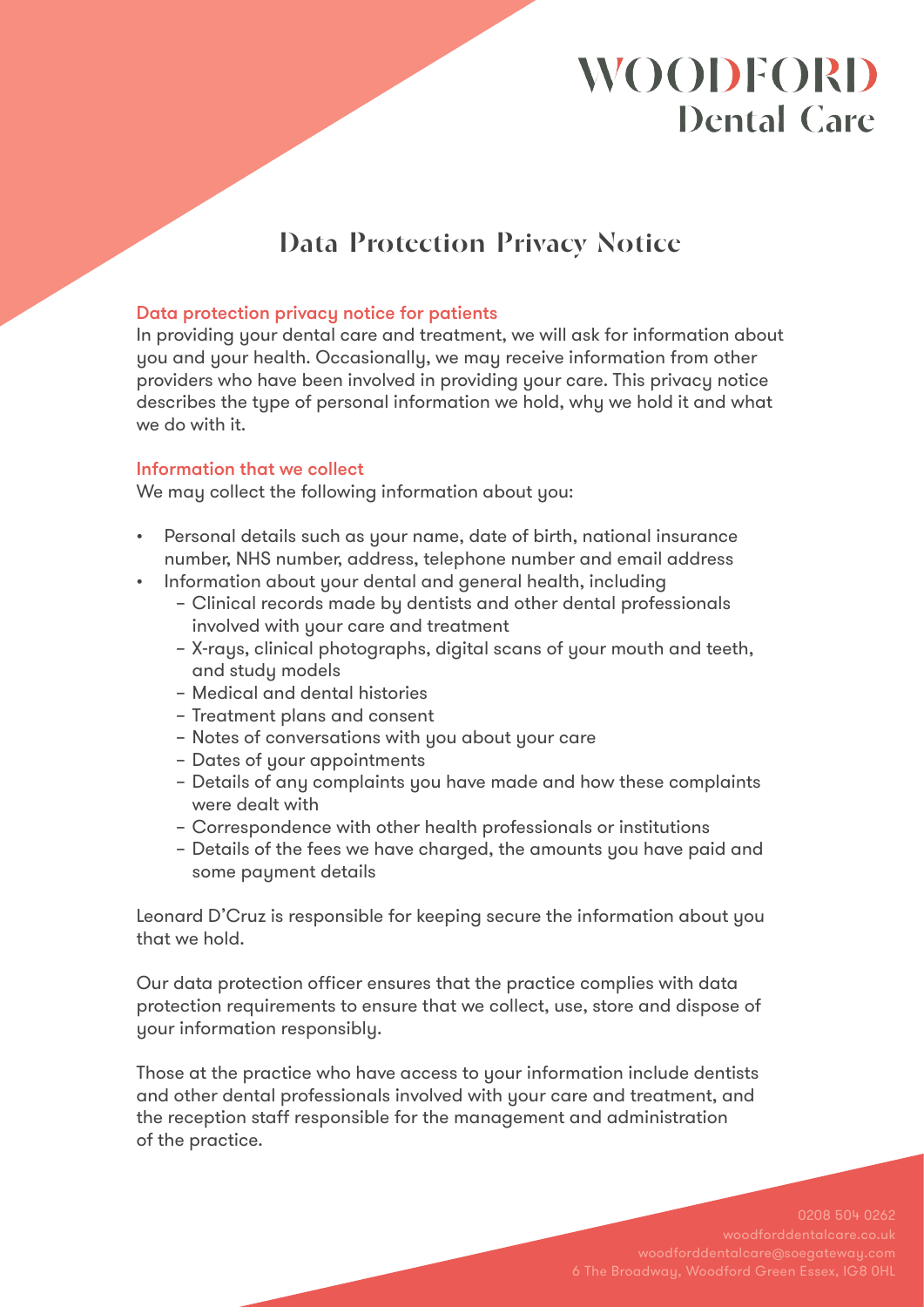# WOODFORD Dental Care

## Data Protection Privacy Notice

### Data protection privacy notice for patients

In providing your dental care and treatment, we will ask for information about you and your health. Occasionally, we may receive information from other providers who have been involved in providing your care. This privacy notice describes the type of personal information we hold, why we hold it and what we do with it.

### Information that we collect

We may collect the following information about you:

- Personal details such as your name, date of birth, national insurance number, NHS number, address, telephone number and email address
- Information about your dental and general health, including
  - Clinical records made by dentists and other dental professionals involved with your care and treatment
  - X-rays, clinical photographs, digital scans of your mouth and teeth, and study models
  - Medical and dental histories
  - Treatment plans and consent
  - Notes of conversations with you about your care
  - Dates of your appointments
  - Details of any complaints you have made and how these complaints were dealt with
  - Correspondence with other health professionals or institutions
  - Details of the fees we have charged, the amounts you have paid and some payment details

Leonard D'Cruz is responsible for keeping secure the information about you that we hold.

Our data protection officer ensures that the practice complies with data protection requirements to ensure that we collect, use, store and dispose of your information responsibly.

Those at the practice who have access to your information include dentists and other dental professionals involved with your care and treatment, and the reception staff responsible for the management and administration of the practice.

0208 504 0262
woodforddentalcare.co.uk
woodforddentalcare@soegateway.com
6 The Broadway, Woodford Green Essex, IG8 0HL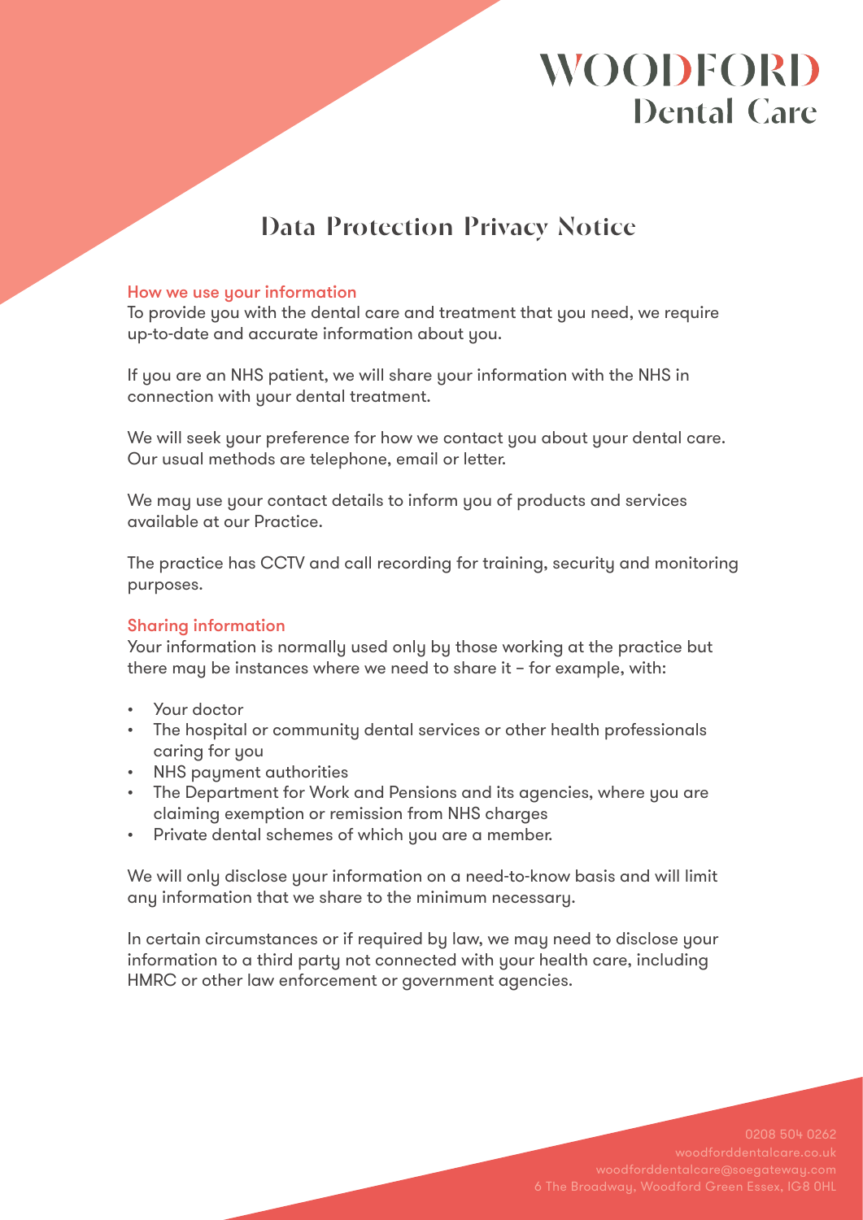# WOODFORD Dental Care

## Data Protection Privacy Notice

### How we use your information

To provide you with the dental care and treatment that you need, we require up-to-date and accurate information about you.

If you are an NHS patient, we will share your information with the NHS in connection with your dental treatment.

We will seek your preference for how we contact you about your dental care. Our usual methods are telephone, email or letter.

We may use your contact details to inform you of products and services available at our Practice.

The practice has CCTV and call recording for training, security and monitoring purposes.

### Sharing information

Your information is normally used only by those working at the practice but there may be instances where we need to share it – for example, with:

- Your doctor
- The hospital or community dental services or other health professionals caring for you
- NHS payment authorities
- The Department for Work and Pensions and its agencies, where you are claiming exemption or remission from NHS charges
- Private dental schemes of which you are a member.

We will only disclose your information on a need-to-know basis and will limit any information that we share to the minimum necessary.

In certain circumstances or if required by law, we may need to disclose your information to a third party not connected with your health care, including HMRC or other law enforcement or government agencies.

0208 504 0262
woodforddentalcare.co.uk
woodforddentalcare@soegateway.com
6 The Broadway, Woodford Green Essex, IG8 0HL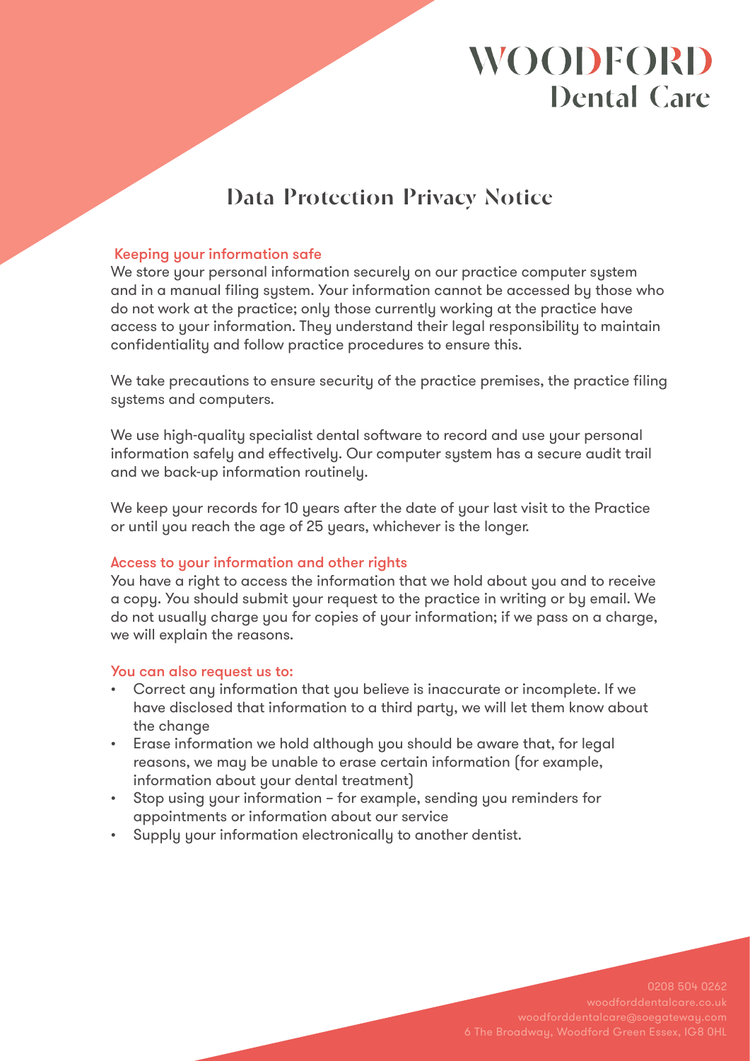# Data Protection Privacy Notice

### Keeping your information safe

We store your personal information securely on our practice computer system and in a manual filing system. Your information cannot be accessed by those who do not work at the practice; only those currently working at the practice have access to your information. They understand their legal responsibility to maintain confidentiality and follow practice procedures to ensure this.

We take precautions to ensure security of the practice premises, the practice filing systems and computers.

We use high-quality specialist dental software to record and use your personal information safely and effectively. Our computer system has a secure audit trail and we back-up information routinely.

We keep your records for 10 years after the date of your last visit to the Practice or until you reach the age of 25 years, whichever is the longer.

### Access to your information and other rights

You have a right to access the information that we hold about you and to receive a copy. You should submit your request to the practice in writing or by email. We do not usually charge you for copies of your information; if we pass on a charge, we will explain the reasons.

### You can also request us to:

- Correct any information that you believe is inaccurate or incomplete. If we have disclosed that information to a third party, we will let them know about the change
- Erase information we hold although you should be aware that, for legal reasons, we may be unable to erase certain information (for example, information about your dental treatment)
- Stop using your information – for example, sending you reminders for appointments or information about our service
- Supply your information electronically to another dentist.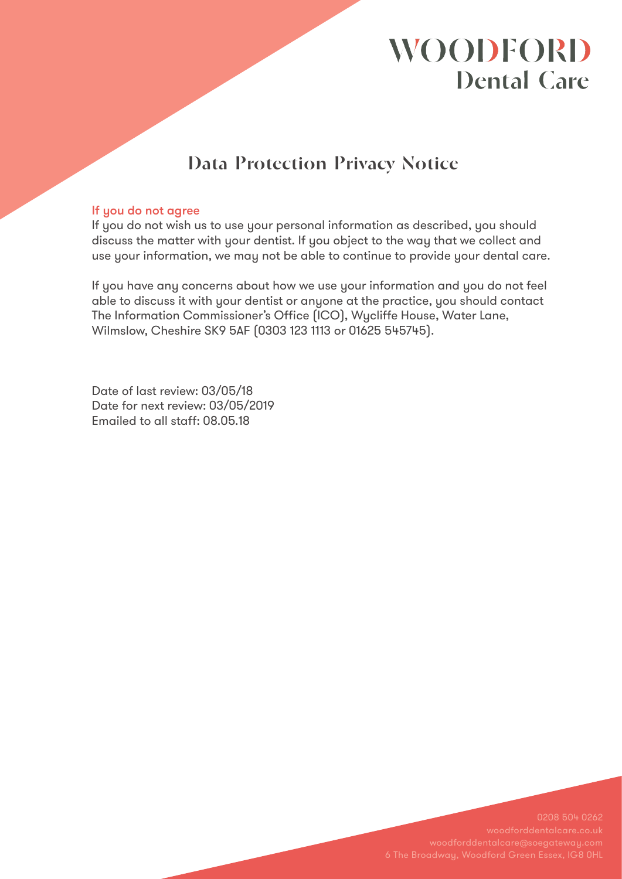# WOODFORD Dental Care

## Data Protection Privacy Notice

### If you do not agree

If you do not wish us to use your personal information as described, you should discuss the matter with your dentist. If you object to the way that we collect and use your information, we may not be able to continue to provide your dental care.

If you have any concerns about how we use your information and you do not feel able to discuss it with your dentist or anyone at the practice, you should contact The Information Commissioner's Office (ICO), Wycliffe House, Water Lane, Wilmslow, Cheshire SK9 5AF (0303 123 1113 or 01625 545745).

Date of last review: 03/05/18
Date for next review: 03/05/2019
Emailed to all staff: 08.05.18

0208 504 0262
woodforddentalcare.co.uk
woodforddentalcare@soegateway.com
6 The Broadway, Woodford Green Essex, IG8 0HL